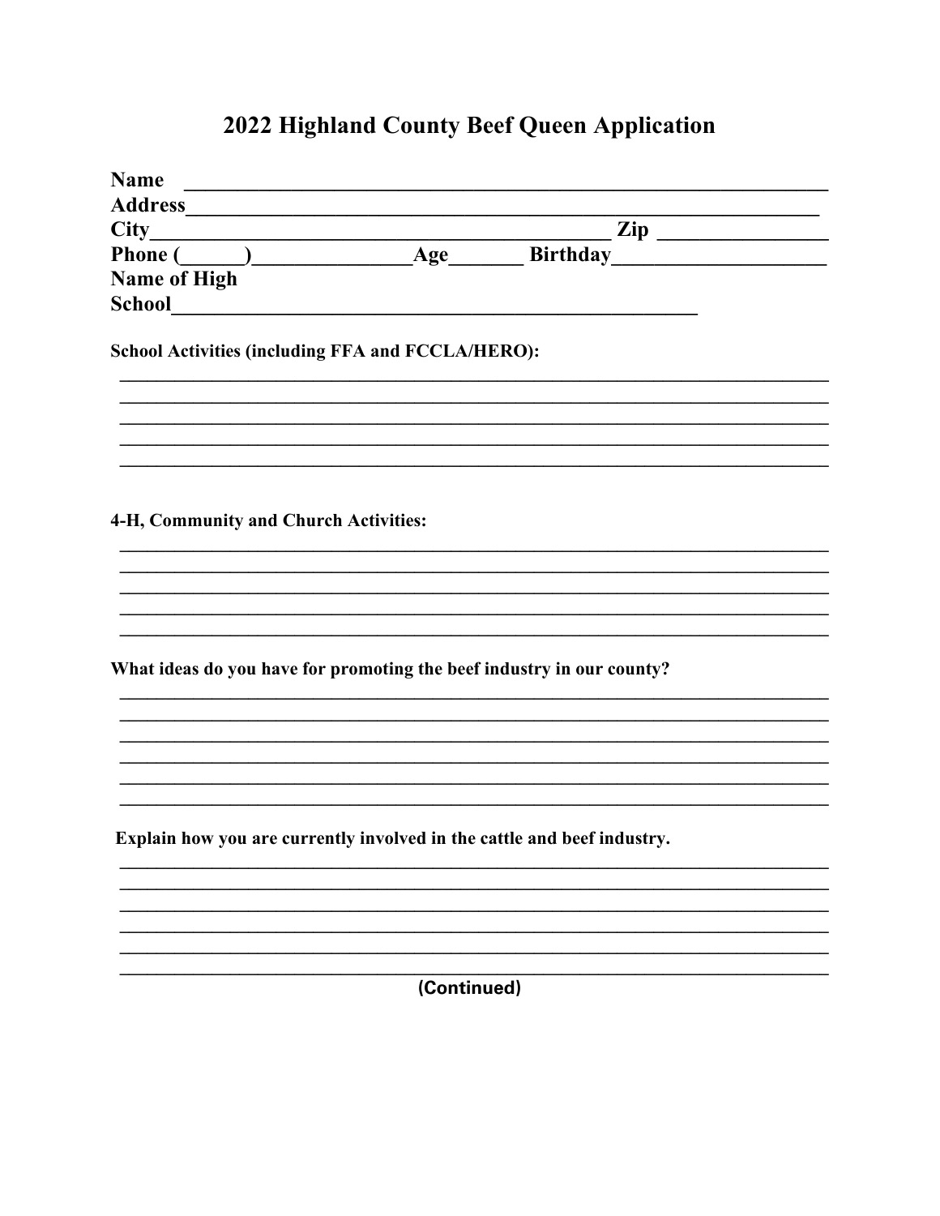# 2022 Highland County Beef Queen Application

**Name** ______________________________________________________________

**Address**_____________________________________________________________

**City**_________________________________________ **Zip** _______________

**Phone (_____)**______________**Age**_______ **Birthday**___________________

**Name of High School**_____________________________________________

**School Activities (including FFA and FCCLA/HERO):**

______________________________________________________________________________

______________________________________________________________________________

______________________________________________________________________________

______________________________________________________________________________

______________________________________________________________________________

**4-H, Community and Church Activities:**

______________________________________________________________________________

______________________________________________________________________________

______________________________________________________________________________

______________________________________________________________________________

______________________________________________________________________________

**What ideas do you have for promoting the beef industry in our county?**

______________________________________________________________________________

______________________________________________________________________________

______________________________________________________________________________

______________________________________________________________________________

______________________________________________________________________________

______________________________________________________________________________

**Explain how you are currently involved in the cattle and beef industry.**

______________________________________________________________________________

______________________________________________________________________________

______________________________________________________________________________

______________________________________________________________________________

______________________________________________________________________________

______________________________________________________________________________

**(Continued)**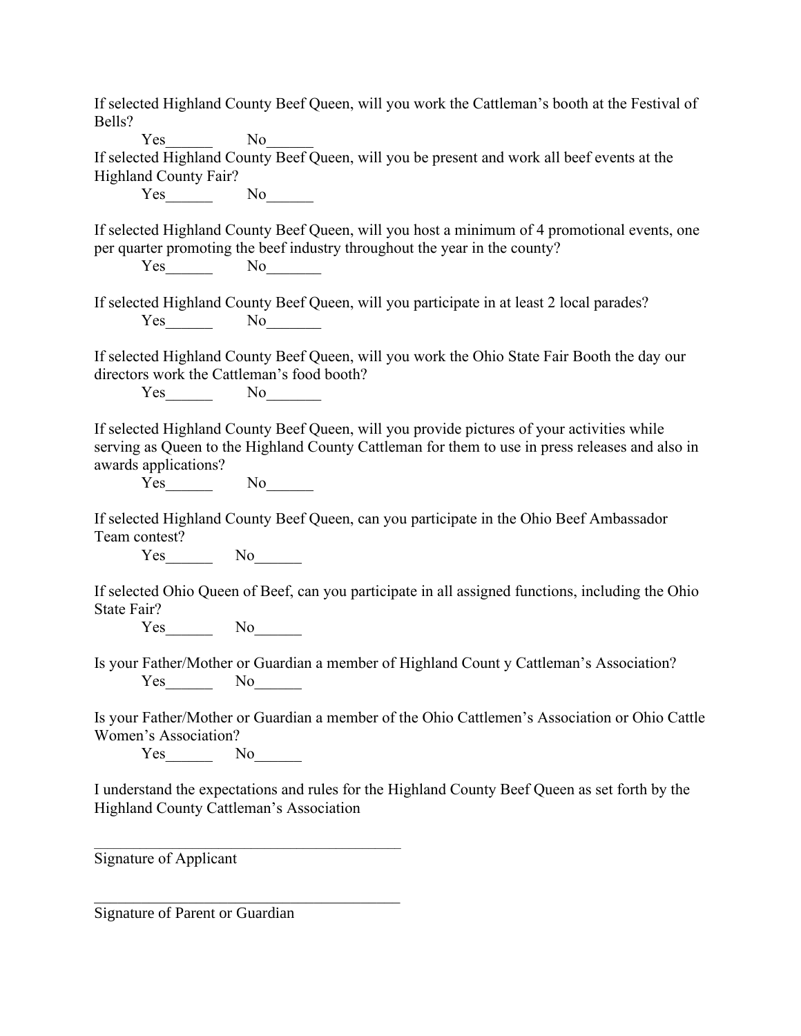If selected Highland County Beef Queen, will you work the Cattleman's booth at the Festival of Bells?

Yes______ No______

If selected Highland County Beef Queen, will you be present and work all beef events at the Highland County Fair?

Yes______ No______

If selected Highland County Beef Queen, will you host a minimum of 4 promotional events, one per quarter promoting the beef industry throughout the year in the county?

Yes______ No_______

If selected Highland County Beef Queen, will you participate in at least 2 local parades?

Yes______ No_______

If selected Highland County Beef Queen, will you work the Ohio State Fair Booth the day our directors work the Cattleman's food booth?

Yes______ No_______

If selected Highland County Beef Queen, will you provide pictures of your activities while serving as Queen to the Highland County Cattleman for them to use in press releases and also in awards applications?

Yes______ No______

If selected Highland County Beef Queen, can you participate in the Ohio Beef Ambassador Team contest?

Yes______ No______

If selected Ohio Queen of Beef, can you participate in all assigned functions, including the Ohio State Fair?

Yes______ No______

Is your Father/Mother or Guardian a member of Highland Count y Cattleman's Association?

Yes______ No______

Is your Father/Mother or Guardian a member of the Ohio Cattlemen's Association or Ohio Cattle Women's Association?

Yes______ No______

I understand the expectations and rules for the Highland County Beef Queen as set forth by the Highland County Cattleman's Association

________________________________________
Signature of Applicant

________________________________________
Signature of Parent or Guardian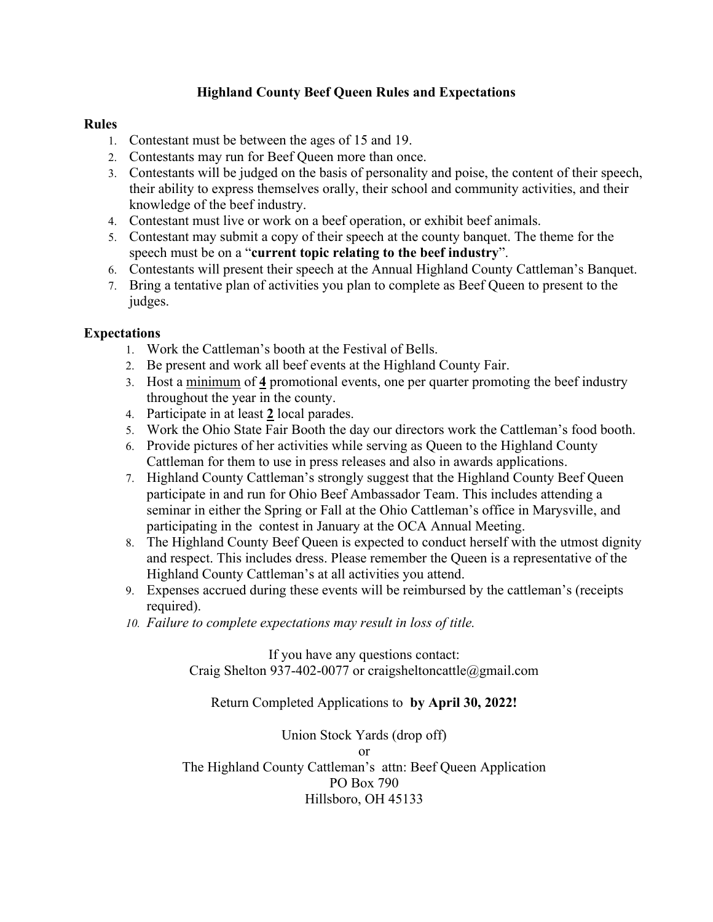# Highland County Beef Queen Rules and Expectations

## Rules

1. Contestant must be between the ages of 15 and 19.
2. Contestants may run for Beef Queen more than once.
3. Contestants will be judged on the basis of personality and poise, the content of their speech, their ability to express themselves orally, their school and community activities, and their knowledge of the beef industry.
4. Contestant must live or work on a beef operation, or exhibit beef animals.
5. Contestant may submit a copy of their speech at the county banquet. The theme for the speech must be on a "**current topic relating to the beef industry**".
6. Contestants will present their speech at the Annual Highland County Cattleman's Banquet.
7. Bring a tentative plan of activities you plan to complete as Beef Queen to present to the judges.

## Expectations

1. Work the Cattleman's booth at the Festival of Bells.
2. Be present and work all beef events at the Highland County Fair.
3. Host a <u>minimum</u> of **<u>4</u>** promotional events, one per quarter promoting the beef industry throughout the year in the county.
4. Participate in at least **<u>2</u>** local parades.
5. Work the Ohio State Fair Booth the day our directors work the Cattleman's food booth.
6. Provide pictures of her activities while serving as Queen to the Highland County Cattleman for them to use in press releases and also in awards applications.
7. Highland County Cattleman's strongly suggest that the Highland County Beef Queen participate in and run for Ohio Beef Ambassador Team. This includes attending a seminar in either the Spring or Fall at the Ohio Cattleman's office in Marysville, and participating in the contest in January at the OCA Annual Meeting.
8. The Highland County Beef Queen is expected to conduct herself with the utmost dignity and respect. This includes dress. Please remember the Queen is a representative of the Highland County Cattleman's at all activities you attend.
9. Expenses accrued during these events will be reimbursed by the cattleman's (receipts required).
10. *Failure to complete expectations may result in loss of title.*

If you have any questions contact:
Craig Shelton 937-402-0077 or craigsheltoncattle@gmail.com

Return Completed Applications to **by April 30, 2022!**

Union Stock Yards (drop off)
or
The Highland County Cattleman's attn: Beef Queen Application
PO Box 790
Hillsboro, OH 45133